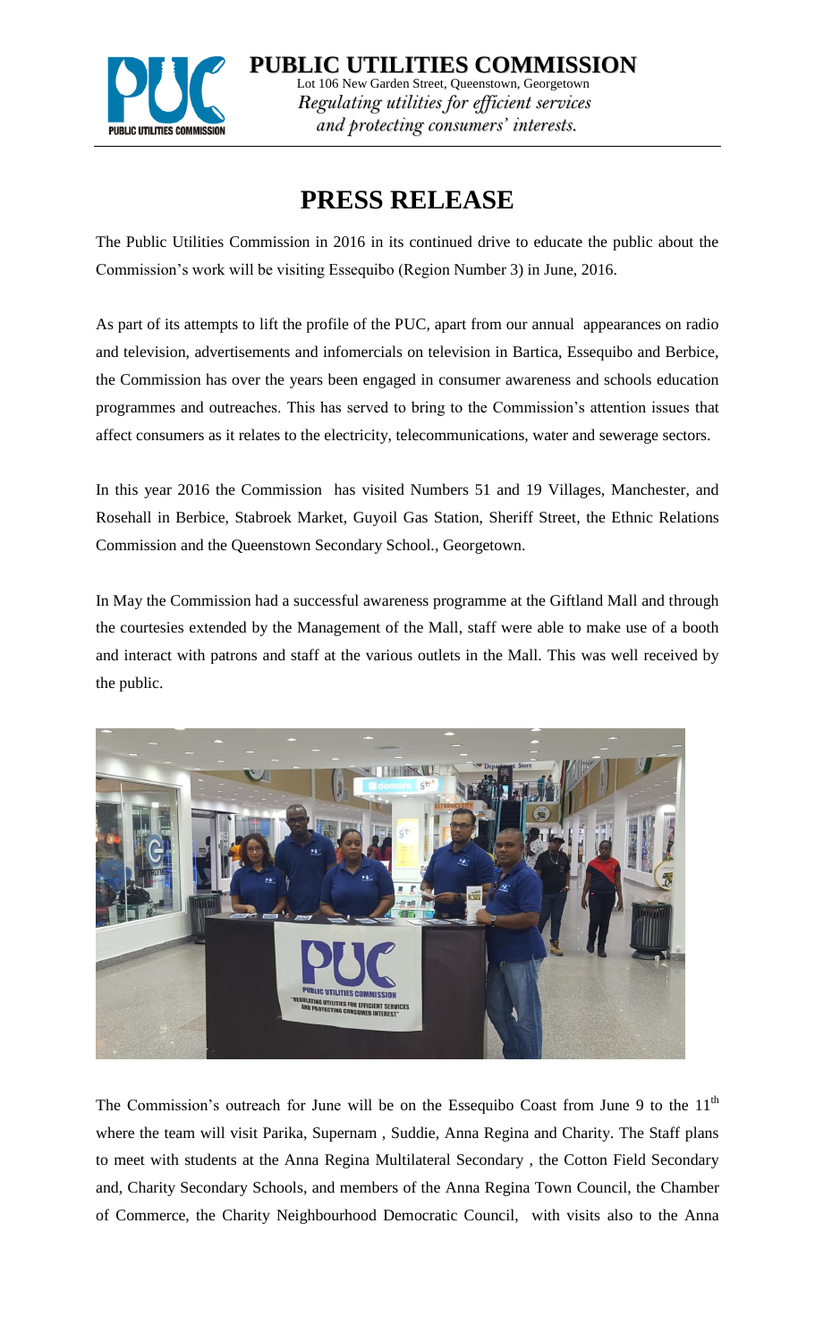**PUBLIC UTILITIES COMMISSION**
Lot 106 New Garden Street, Queenstown, Georgetown
*Regulating utilities for efficient services and protecting consumers' interests.*

# PRESS RELEASE

The Public Utilities Commission in 2016 in its continued drive to educate the public about the Commission's work will be visiting Essequibo (Region Number 3) in June, 2016.

As part of its attempts to lift the profile of the PUC, apart from our annual appearances on radio and television, advertisements and infomercials on television in Bartica, Essequibo and Berbice, the Commission has over the years been engaged in consumer awareness and schools education programmes and outreaches. This has served to bring to the Commission's attention issues that affect consumers as it relates to the electricity, telecommunications, water and sewerage sectors.

In this year 2016 the Commission has visited Numbers 51 and 19 Villages, Manchester, and Rosehall in Berbice, Stabroek Market, Guyoil Gas Station, Sheriff Street, the Ethnic Relations Commission and the Queenstown Secondary School., Georgetown.

In May the Commission had a successful awareness programme at the Giftland Mall and through the courtesies extended by the Management of the Mall, staff were able to make use of a booth and interact with patrons and staff at the various outlets in the Mall. This was well received by the public.

The Commission's outreach for June will be on the Essequibo Coast from June 9 to the 11th where the team will visit Parika, Supernam , Suddie, Anna Regina and Charity. The Staff plans to meet with students at the Anna Regina Multilateral Secondary , the Cotton Field Secondary and, Charity Secondary Schools, and members of the Anna Regina Town Council, the Chamber of Commerce, the Charity Neighbourhood Democratic Council, with visits also to the Anna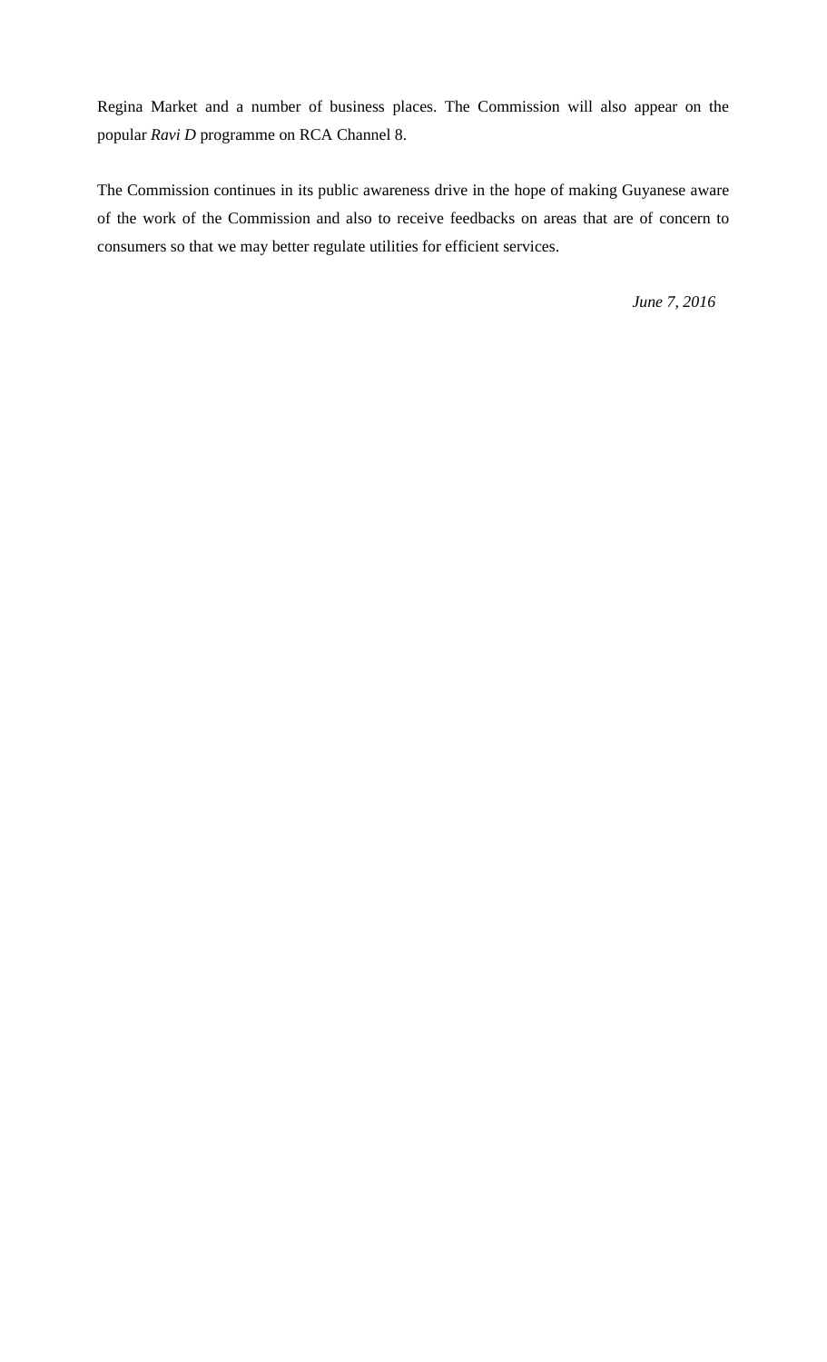Regina Market and a number of business places. The Commission will also appear on the popular *Ravi D* programme on RCA Channel 8.

The Commission continues in its public awareness drive in the hope of making Guyanese aware of the work of the Commission and also to receive feedbacks on areas that are of concern to consumers so that we may better regulate utilities for efficient services.

*June 7, 2016*